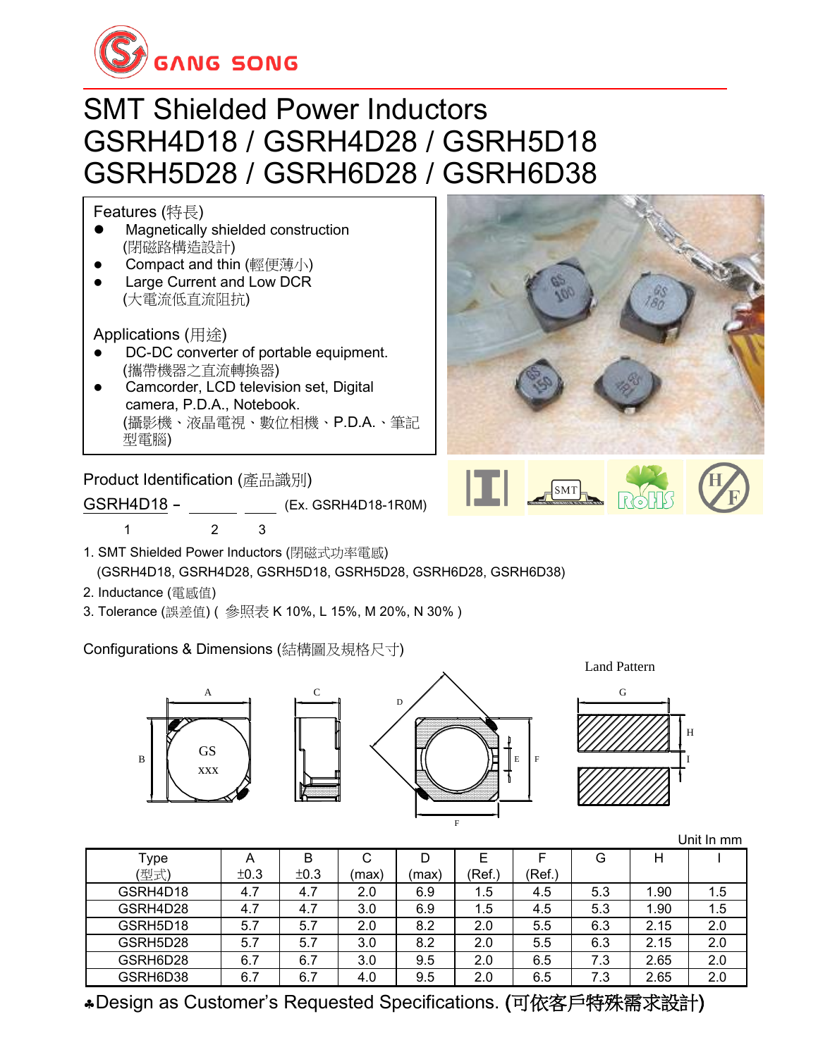# SMT Shielded Power Inductors
# GSRH4D18 / GSRH4D28 / GSRH5D18
# GSRH5D28 / GSRH6D28 / GSRH6D38

## Features (特長)

- Magnetically shielded construction
  (閉磁路構造設計)
- Compact and thin (輕便薄小)
- Large Current and Low DCR
  (大電流低直流阻抗)

## Applications (用途)

- DC-DC converter of portable equipment.
  (攜帶機器之直流轉換器)
- Camcorder, LCD television set, Digital camera, P.D.A., Notebook.
  (攝影機、液晶電視、數位相機、P.D.A.、筆記型電腦)

## Product Identification (產品識別)

GSRH4D18 – ______ ____ (Ex. GSRH4D18-1R0M)

1 2 3

1. SMT Shielded Power Inductors (閉磁式功率電感)
   (GSRH4D18, GSRH4D28, GSRH5D18, GSRH5D28, GSRH6D28, GSRH6D38)
2. Inductance (電感值)
3. Tolerance (誤差值) ( 參照表 K 10%, L 15%, M 20%, N 30% )

## Configurations & Dimensions (結構圖及規格尺寸)

Land Pattern

Unit In mm

| Type (型式) | A ±0.3 | B ±0.3 | C (max) | D (max) | E (Ref.) | F (Ref.) | G | H | I |
|---|---|---|---|---|---|---|---|---|---|
| GSRH4D18 | 4.7 | 4.7 | 2.0 | 6.9 | 1.5 | 4.5 | 5.3 | 1.90 | 1.5 |
| GSRH4D28 | 4.7 | 4.7 | 3.0 | 6.9 | 1.5 | 4.5 | 5.3 | 1.90 | 1.5 |
| GSRH5D18 | 5.7 | 5.7 | 2.0 | 8.2 | 2.0 | 5.5 | 6.3 | 2.15 | 2.0 |
| GSRH5D28 | 5.7 | 5.7 | 3.0 | 8.2 | 2.0 | 5.5 | 6.3 | 2.15 | 2.0 |
| GSRH6D28 | 6.7 | 6.7 | 3.0 | 9.5 | 2.0 | 6.5 | 7.3 | 2.65 | 2.0 |
| GSRH6D38 | 6.7 | 6.7 | 4.0 | 9.5 | 2.0 | 6.5 | 7.3 | 2.65 | 2.0 |

♣Design as Customer's Requested Specifications. (可依客戶特殊需求設計)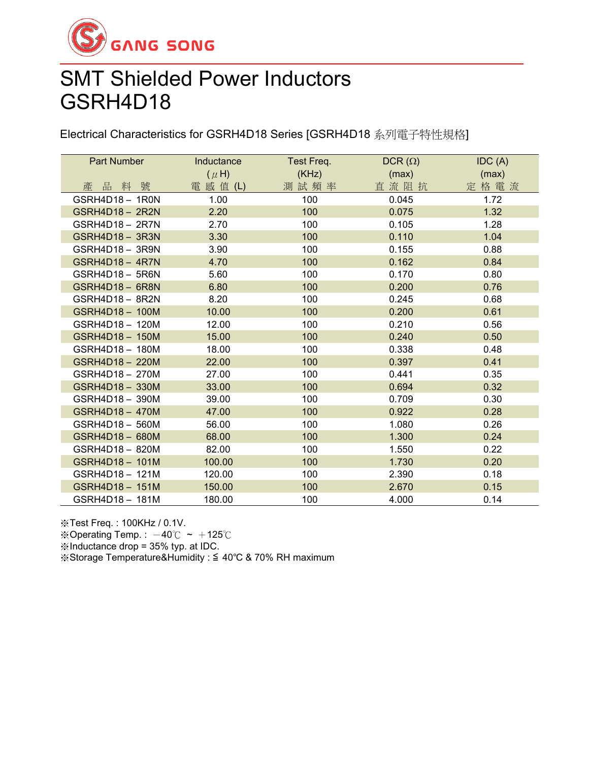GANG SONG

# SMT Shielded Power Inductors GSRH4D18

Electrical Characteristics for GSRH4D18 Series [GSRH4D18 系列電子特性規格]

| Part Number<br>產 品 料 號 | Inductance<br>(μH)<br>電 感 值 (L) | Test Freq.<br>(KHz)<br>測 試 頻 率 | DCR (Ω)<br>(max)<br>直 流 阻 抗 | IDC (A)<br>(max)<br>定 格 電 流 |
|---|---|---|---|---|
| GSRH4D18－1R0N | 1.00 | 100 | 0.045 | 1.72 |
| GSRH4D18－2R2N | 2.20 | 100 | 0.075 | 1.32 |
| GSRH4D18－2R7N | 2.70 | 100 | 0.105 | 1.28 |
| GSRH4D18－3R3N | 3.30 | 100 | 0.110 | 1.04 |
| GSRH4D18－3R9N | 3.90 | 100 | 0.155 | 0.88 |
| GSRH4D18－4R7N | 4.70 | 100 | 0.162 | 0.84 |
| GSRH4D18－5R6N | 5.60 | 100 | 0.170 | 0.80 |
| GSRH4D18－6R8N | 6.80 | 100 | 0.200 | 0.76 |
| GSRH4D18－8R2N | 8.20 | 100 | 0.245 | 0.68 |
| GSRH4D18－100M | 10.00 | 100 | 0.200 | 0.61 |
| GSRH4D18－120M | 12.00 | 100 | 0.210 | 0.56 |
| GSRH4D18－150M | 15.00 | 100 | 0.240 | 0.50 |
| GSRH4D18－180M | 18.00 | 100 | 0.338 | 0.48 |
| GSRH4D18－220M | 22.00 | 100 | 0.397 | 0.41 |
| GSRH4D18－270M | 27.00 | 100 | 0.441 | 0.35 |
| GSRH4D18－330M | 33.00 | 100 | 0.694 | 0.32 |
| GSRH4D18－390M | 39.00 | 100 | 0.709 | 0.30 |
| GSRH4D18－470M | 47.00 | 100 | 0.922 | 0.28 |
| GSRH4D18－560M | 56.00 | 100 | 1.080 | 0.26 |
| GSRH4D18－680M | 68.00 | 100 | 1.300 | 0.24 |
| GSRH4D18－820M | 82.00 | 100 | 1.550 | 0.22 |
| GSRH4D18－101M | 100.00 | 100 | 1.730 | 0.20 |
| GSRH4D18－121M | 120.00 | 100 | 2.390 | 0.18 |
| GSRH4D18－151M | 150.00 | 100 | 2.670 | 0.15 |
| GSRH4D18－181M | 180.00 | 100 | 4.000 | 0.14 |

※Test Freq. : 100KHz / 0.1V.
※Operating Temp. : －40℃ ~ ＋125℃
※Inductance drop = 35% typ. at IDC.
※Storage Temperature&Humidity : ≦ 40°C & 70% RH maximum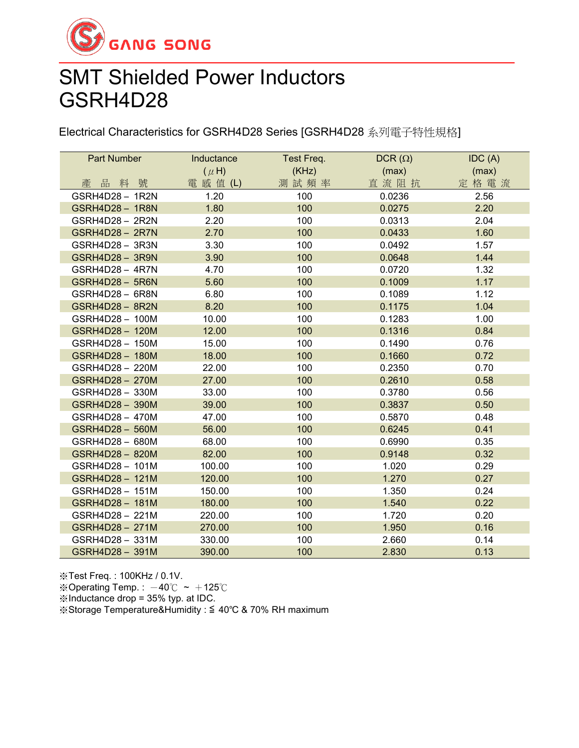GANG SONG

# SMT Shielded Power Inductors
# GSRH4D28

Electrical Characteristics for GSRH4D28 Series [GSRH4D28 系列電子特性規格]

| Part Number<br>產 品 料 號 | Inductance<br>( μH)<br>電 感 值 (L) | Test Freq.<br>(KHz)<br>測 試 頻 率 | DCR (Ω)<br>(max)<br>直 流 阻 抗 | IDC (A)<br>(max)<br>定 格 電 流 |
|---|---|---|---|---|
| GSRH4D28 – 1R2N | 1.20 | 100 | 0.0236 | 2.56 |
| GSRH4D28 – 1R8N | 1.80 | 100 | 0.0275 | 2.20 |
| GSRH4D28 – 2R2N | 2.20 | 100 | 0.0313 | 2.04 |
| GSRH4D28 – 2R7N | 2.70 | 100 | 0.0433 | 1.60 |
| GSRH4D28 – 3R3N | 3.30 | 100 | 0.0492 | 1.57 |
| GSRH4D28 – 3R9N | 3.90 | 100 | 0.0648 | 1.44 |
| GSRH4D28 – 4R7N | 4.70 | 100 | 0.0720 | 1.32 |
| GSRH4D28 – 5R6N | 5.60 | 100 | 0.1009 | 1.17 |
| GSRH4D28 – 6R8N | 6.80 | 100 | 0.1089 | 1.12 |
| GSRH4D28 – 8R2N | 8.20 | 100 | 0.1175 | 1.04 |
| GSRH4D28 – 100M | 10.00 | 100 | 0.1283 | 1.00 |
| GSRH4D28 – 120M | 12.00 | 100 | 0.1316 | 0.84 |
| GSRH4D28 – 150M | 15.00 | 100 | 0.1490 | 0.76 |
| GSRH4D28 – 180M | 18.00 | 100 | 0.1660 | 0.72 |
| GSRH4D28 – 220M | 22.00 | 100 | 0.2350 | 0.70 |
| GSRH4D28 – 270M | 27.00 | 100 | 0.2610 | 0.58 |
| GSRH4D28 – 330M | 33.00 | 100 | 0.3780 | 0.56 |
| GSRH4D28 – 390M | 39.00 | 100 | 0.3837 | 0.50 |
| GSRH4D28 – 470M | 47.00 | 100 | 0.5870 | 0.48 |
| GSRH4D28 – 560M | 56.00 | 100 | 0.6245 | 0.41 |
| GSRH4D28 – 680M | 68.00 | 100 | 0.6990 | 0.35 |
| GSRH4D28 – 820M | 82.00 | 100 | 0.9148 | 0.32 |
| GSRH4D28 – 101M | 100.00 | 100 | 1.020 | 0.29 |
| GSRH4D28 – 121M | 120.00 | 100 | 1.270 | 0.27 |
| GSRH4D28 – 151M | 150.00 | 100 | 1.350 | 0.24 |
| GSRH4D28 – 181M | 180.00 | 100 | 1.540 | 0.22 |
| GSRH4D28 – 221M | 220.00 | 100 | 1.720 | 0.20 |
| GSRH4D28 – 271M | 270.00 | 100 | 1.950 | 0.16 |
| GSRH4D28 – 331M | 330.00 | 100 | 2.660 | 0.14 |
| GSRH4D28 – 391M | 390.00 | 100 | 2.830 | 0.13 |

※Test Freq. : 100KHz / 0.1V.
※Operating Temp. : －40℃ ~ ＋125℃
※Inductance drop = 35% typ. at IDC.
※Storage Temperature&Humidity : ≦ 40℃ & 70% RH maximum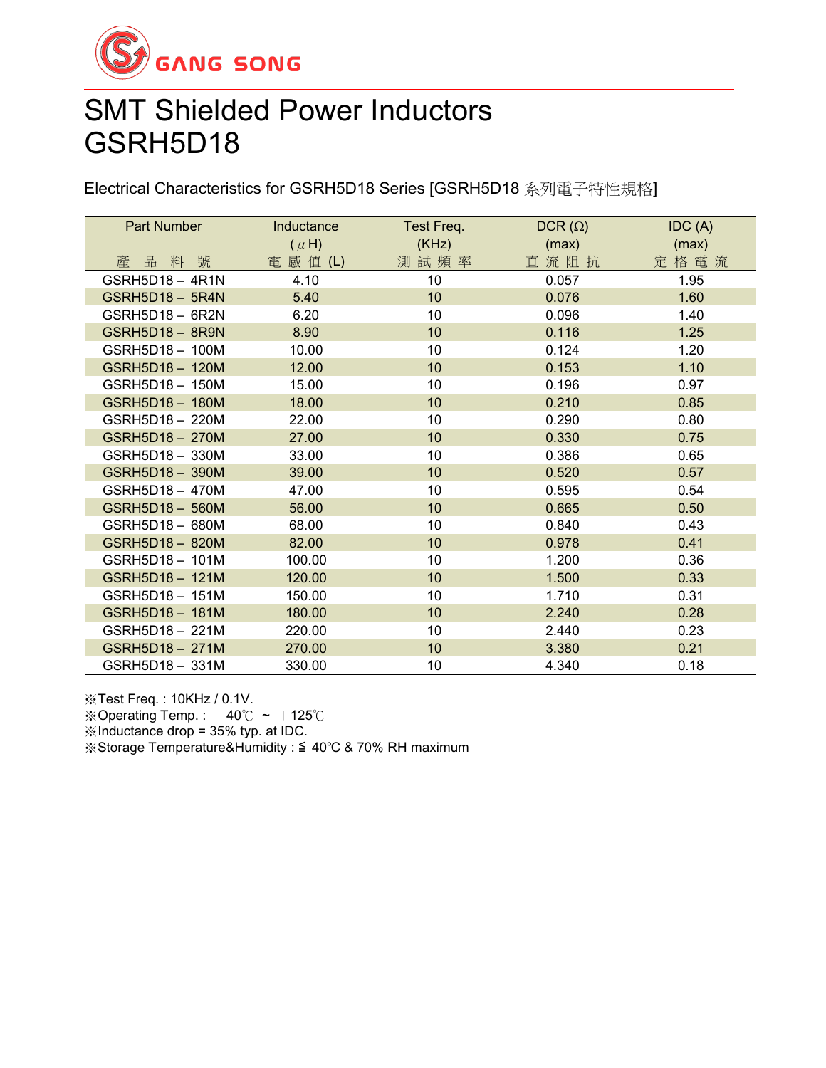GANG SONG

# SMT Shielded Power Inductors
# GSRH5D18

Electrical Characteristics for GSRH5D18 Series [GSRH5D18 系列電子特性規格]

| Part Number 產 品 料 號 | Inductance (μH) 電 感 值 (L) | Test Freq. (KHz) 測 試 頻 率 | DCR (Ω) (max) 直 流 阻 抗 | IDC (A) (max) 定 格 電 流 |
|---|---|---|---|---|
| GSRH5D18－4R1N | 4.10 | 10 | 0.057 | 1.95 |
| GSRH5D18－5R4N | 5.40 | 10 | 0.076 | 1.60 |
| GSRH5D18－6R2N | 6.20 | 10 | 0.096 | 1.40 |
| GSRH5D18－8R9N | 8.90 | 10 | 0.116 | 1.25 |
| GSRH5D18－100M | 10.00 | 10 | 0.124 | 1.20 |
| GSRH5D18－120M | 12.00 | 10 | 0.153 | 1.10 |
| GSRH5D18－150M | 15.00 | 10 | 0.196 | 0.97 |
| GSRH5D18－180M | 18.00 | 10 | 0.210 | 0.85 |
| GSRH5D18－220M | 22.00 | 10 | 0.290 | 0.80 |
| GSRH5D18－270M | 27.00 | 10 | 0.330 | 0.75 |
| GSRH5D18－330M | 33.00 | 10 | 0.386 | 0.65 |
| GSRH5D18－390M | 39.00 | 10 | 0.520 | 0.57 |
| GSRH5D18－470M | 47.00 | 10 | 0.595 | 0.54 |
| GSRH5D18－560M | 56.00 | 10 | 0.665 | 0.50 |
| GSRH5D18－680M | 68.00 | 10 | 0.840 | 0.43 |
| GSRH5D18－820M | 82.00 | 10 | 0.978 | 0.41 |
| GSRH5D18－101M | 100.00 | 10 | 1.200 | 0.36 |
| GSRH5D18－121M | 120.00 | 10 | 1.500 | 0.33 |
| GSRH5D18－151M | 150.00 | 10 | 1.710 | 0.31 |
| GSRH5D18－181M | 180.00 | 10 | 2.240 | 0.28 |
| GSRH5D18－221M | 220.00 | 10 | 2.440 | 0.23 |
| GSRH5D18－271M | 270.00 | 10 | 3.380 | 0.21 |
| GSRH5D18－331M | 330.00 | 10 | 4.340 | 0.18 |

※Test Freq. : 10KHz / 0.1V.
※Operating Temp. : －40℃ ~ ＋125℃
※Inductance drop = 35% typ. at IDC.
※Storage Temperature&Humidity : ≦ 40℃ & 70% RH maximum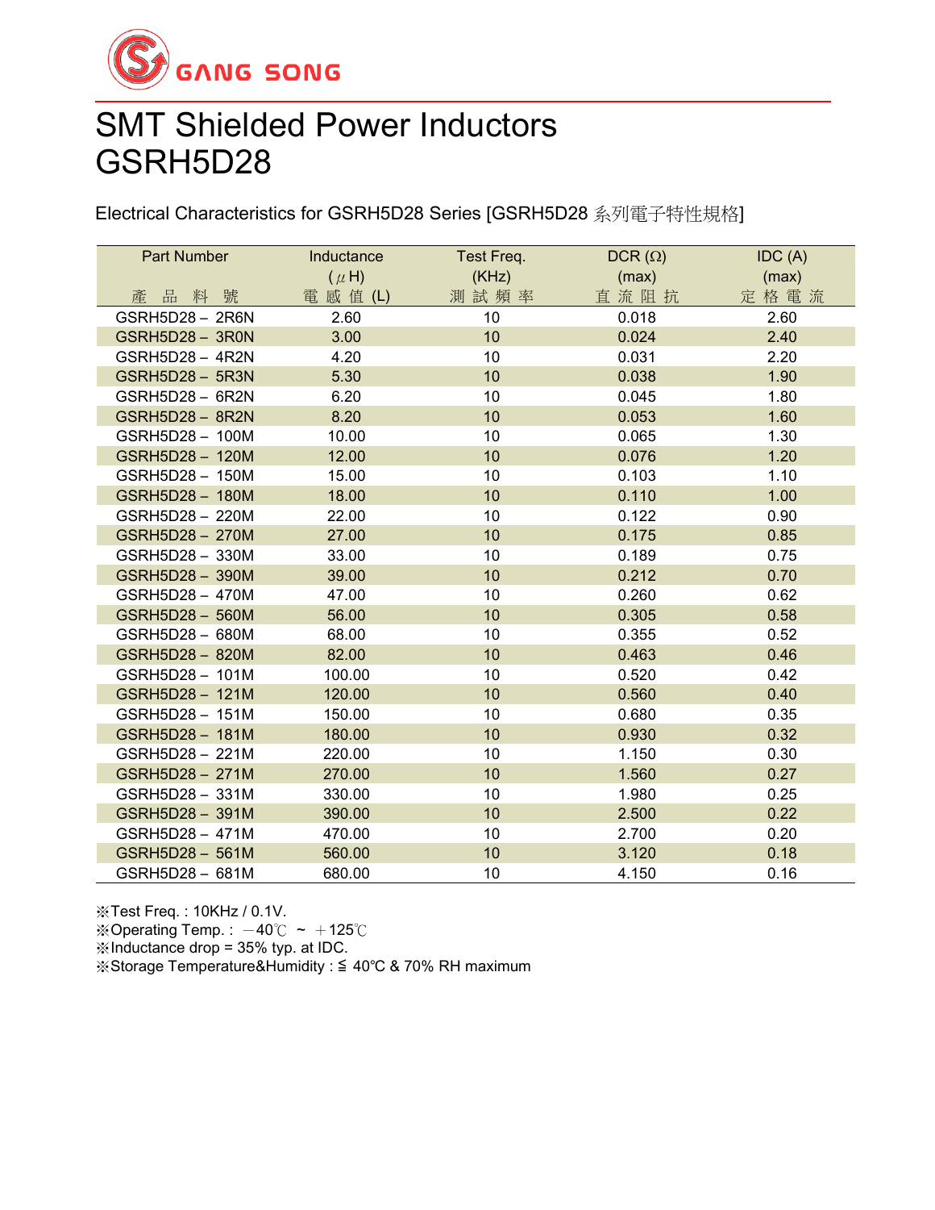GANG SONG

# SMT Shielded Power Inductors
# GSRH5D28

Electrical Characteristics for GSRH5D28 Series [GSRH5D28 系列電子特性規格]

| Part Number<br>產 品 料 號 | Inductance<br>( μ H)<br>電 感 值 (L) | Test Freq.<br>(KHz)<br>測 試 頻 率 | DCR (Ω)<br>(max)<br>直 流 阻 抗 | IDC (A)<br>(max)<br>定 格 電 流 |
|---|---|---|---|---|
| GSRH5D28 – 2R6N | 2.60 | 10 | 0.018 | 2.60 |
| GSRH5D28 – 3R0N | 3.00 | 10 | 0.024 | 2.40 |
| GSRH5D28 – 4R2N | 4.20 | 10 | 0.031 | 2.20 |
| GSRH5D28 – 5R3N | 5.30 | 10 | 0.038 | 1.90 |
| GSRH5D28 – 6R2N | 6.20 | 10 | 0.045 | 1.80 |
| GSRH5D28 – 8R2N | 8.20 | 10 | 0.053 | 1.60 |
| GSRH5D28 – 100M | 10.00 | 10 | 0.065 | 1.30 |
| GSRH5D28 – 120M | 12.00 | 10 | 0.076 | 1.20 |
| GSRH5D28 – 150M | 15.00 | 10 | 0.103 | 1.10 |
| GSRH5D28 – 180M | 18.00 | 10 | 0.110 | 1.00 |
| GSRH5D28 – 220M | 22.00 | 10 | 0.122 | 0.90 |
| GSRH5D28 – 270M | 27.00 | 10 | 0.175 | 0.85 |
| GSRH5D28 – 330M | 33.00 | 10 | 0.189 | 0.75 |
| GSRH5D28 – 390M | 39.00 | 10 | 0.212 | 0.70 |
| GSRH5D28 – 470M | 47.00 | 10 | 0.260 | 0.62 |
| GSRH5D28 – 560M | 56.00 | 10 | 0.305 | 0.58 |
| GSRH5D28 – 680M | 68.00 | 10 | 0.355 | 0.52 |
| GSRH5D28 – 820M | 82.00 | 10 | 0.463 | 0.46 |
| GSRH5D28 – 101M | 100.00 | 10 | 0.520 | 0.42 |
| GSRH5D28 – 121M | 120.00 | 10 | 0.560 | 0.40 |
| GSRH5D28 – 151M | 150.00 | 10 | 0.680 | 0.35 |
| GSRH5D28 – 181M | 180.00 | 10 | 0.930 | 0.32 |
| GSRH5D28 – 221M | 220.00 | 10 | 1.150 | 0.30 |
| GSRH5D28 – 271M | 270.00 | 10 | 1.560 | 0.27 |
| GSRH5D28 – 331M | 330.00 | 10 | 1.980 | 0.25 |
| GSRH5D28 – 391M | 390.00 | 10 | 2.500 | 0.22 |
| GSRH5D28 – 471M | 470.00 | 10 | 2.700 | 0.20 |
| GSRH5D28 – 561M | 560.00 | 10 | 3.120 | 0.18 |
| GSRH5D28 – 681M | 680.00 | 10 | 4.150 | 0.16 |

※Test Freq. : 10KHz / 0.1V.
※Operating Temp. : －40℃ ~ ＋125℃
※Inductance drop = 35% typ. at IDC.
※Storage Temperature&Humidity : ≦ 40℃ & 70% RH maximum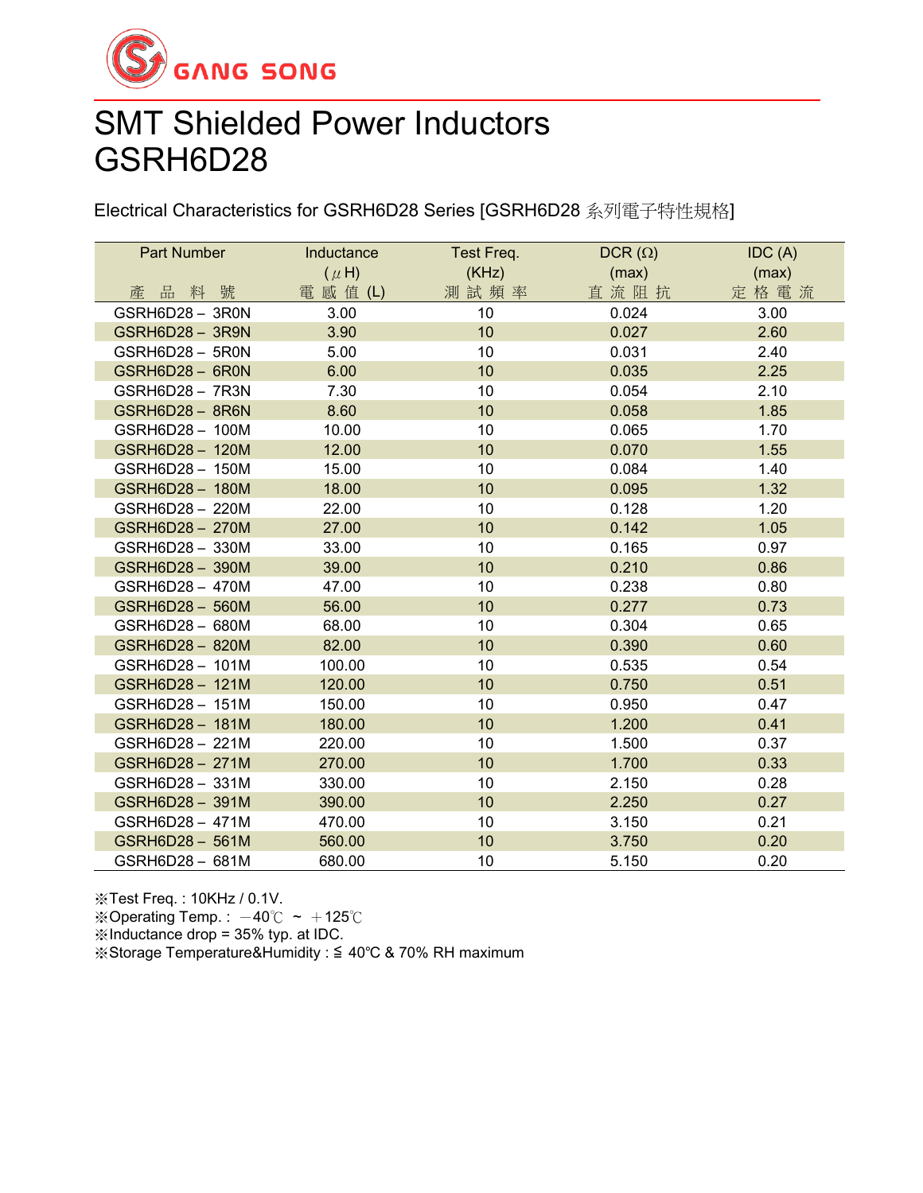GANG SONG

# SMT Shielded Power Inductors GSRH6D28

Electrical Characteristics for GSRH6D28 Series [GSRH6D28 系列電子特性規格]

| Part Number<br>產 品 料 號 | Inductance<br>( μ H)<br>電 感 值 (L) | Test Freq.<br>(KHz)<br>測 試 頻 率 | DCR (Ω)<br>(max)<br>直 流 阻 抗 | IDC (A)<br>(max)<br>定 格 電 流 |
|---|---|---|---|---|
| GSRH6D28 – 3R0N | 3.00 | 10 | 0.024 | 3.00 |
| GSRH6D28 – 3R9N | 3.90 | 10 | 0.027 | 2.60 |
| GSRH6D28 – 5R0N | 5.00 | 10 | 0.031 | 2.40 |
| GSRH6D28 – 6R0N | 6.00 | 10 | 0.035 | 2.25 |
| GSRH6D28 – 7R3N | 7.30 | 10 | 0.054 | 2.10 |
| GSRH6D28 – 8R6N | 8.60 | 10 | 0.058 | 1.85 |
| GSRH6D28 – 100M | 10.00 | 10 | 0.065 | 1.70 |
| GSRH6D28 – 120M | 12.00 | 10 | 0.070 | 1.55 |
| GSRH6D28 – 150M | 15.00 | 10 | 0.084 | 1.40 |
| GSRH6D28 – 180M | 18.00 | 10 | 0.095 | 1.32 |
| GSRH6D28 – 220M | 22.00 | 10 | 0.128 | 1.20 |
| GSRH6D28 – 270M | 27.00 | 10 | 0.142 | 1.05 |
| GSRH6D28 – 330M | 33.00 | 10 | 0.165 | 0.97 |
| GSRH6D28 – 390M | 39.00 | 10 | 0.210 | 0.86 |
| GSRH6D28 – 470M | 47.00 | 10 | 0.238 | 0.80 |
| GSRH6D28 – 560M | 56.00 | 10 | 0.277 | 0.73 |
| GSRH6D28 – 680M | 68.00 | 10 | 0.304 | 0.65 |
| GSRH6D28 – 820M | 82.00 | 10 | 0.390 | 0.60 |
| GSRH6D28 – 101M | 100.00 | 10 | 0.535 | 0.54 |
| GSRH6D28 – 121M | 120.00 | 10 | 0.750 | 0.51 |
| GSRH6D28 – 151M | 150.00 | 10 | 0.950 | 0.47 |
| GSRH6D28 – 181M | 180.00 | 10 | 1.200 | 0.41 |
| GSRH6D28 – 221M | 220.00 | 10 | 1.500 | 0.37 |
| GSRH6D28 – 271M | 270.00 | 10 | 1.700 | 0.33 |
| GSRH6D28 – 331M | 330.00 | 10 | 2.150 | 0.28 |
| GSRH6D28 – 391M | 390.00 | 10 | 2.250 | 0.27 |
| GSRH6D28 – 471M | 470.00 | 10 | 3.150 | 0.21 |
| GSRH6D28 – 561M | 560.00 | 10 | 3.750 | 0.20 |
| GSRH6D28 – 681M | 680.00 | 10 | 5.150 | 0.20 |

※Test Freq. : 10KHz / 0.1V.
※Operating Temp. : －40℃ ~ ＋125℃
※Inductance drop = 35% typ. at IDC.
※Storage Temperature&Humidity : ≦ 40℃ & 70% RH maximum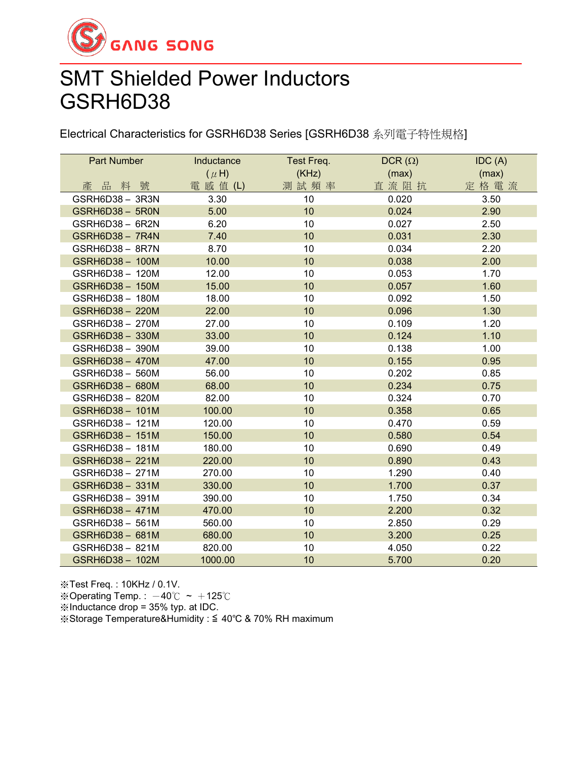GANG SONG

# SMT Shielded Power Inductors
# GSRH6D38

Electrical Characteristics for GSRH6D38 Series [GSRH6D38 系列電子特性規格]

| Part Number<br>產 品 料 號 | Inductance<br>(μH)<br>電 感 值 (L) | Test Freq.<br>(KHz)<br>測 試 頻 率 | DCR (Ω)<br>(max)<br>直 流 阻 抗 | IDC (A)<br>(max)<br>定 格 電 流 |
|---|---|---|---|---|
| GSRH6D38－3R3N | 3.30 | 10 | 0.020 | 3.50 |
| GSRH6D38－5R0N | 5.00 | 10 | 0.024 | 2.90 |
| GSRH6D38－6R2N | 6.20 | 10 | 0.027 | 2.50 |
| GSRH6D38－7R4N | 7.40 | 10 | 0.031 | 2.30 |
| GSRH6D38－8R7N | 8.70 | 10 | 0.034 | 2.20 |
| GSRH6D38－100M | 10.00 | 10 | 0.038 | 2.00 |
| GSRH6D38－120M | 12.00 | 10 | 0.053 | 1.70 |
| GSRH6D38－150M | 15.00 | 10 | 0.057 | 1.60 |
| GSRH6D38－180M | 18.00 | 10 | 0.092 | 1.50 |
| GSRH6D38－220M | 22.00 | 10 | 0.096 | 1.30 |
| GSRH6D38－270M | 27.00 | 10 | 0.109 | 1.20 |
| GSRH6D38－330M | 33.00 | 10 | 0.124 | 1.10 |
| GSRH6D38－390M | 39.00 | 10 | 0.138 | 1.00 |
| GSRH6D38－470M | 47.00 | 10 | 0.155 | 0.95 |
| GSRH6D38－560M | 56.00 | 10 | 0.202 | 0.85 |
| GSRH6D38－680M | 68.00 | 10 | 0.234 | 0.75 |
| GSRH6D38－820M | 82.00 | 10 | 0.324 | 0.70 |
| GSRH6D38－101M | 100.00 | 10 | 0.358 | 0.65 |
| GSRH6D38－121M | 120.00 | 10 | 0.470 | 0.59 |
| GSRH6D38－151M | 150.00 | 10 | 0.580 | 0.54 |
| GSRH6D38－181M | 180.00 | 10 | 0.690 | 0.49 |
| GSRH6D38－221M | 220.00 | 10 | 0.890 | 0.43 |
| GSRH6D38－271M | 270.00 | 10 | 1.290 | 0.40 |
| GSRH6D38－331M | 330.00 | 10 | 1.700 | 0.37 |
| GSRH6D38－391M | 390.00 | 10 | 1.750 | 0.34 |
| GSRH6D38－471M | 470.00 | 10 | 2.200 | 0.32 |
| GSRH6D38－561M | 560.00 | 10 | 2.850 | 0.29 |
| GSRH6D38－681M | 680.00 | 10 | 3.200 | 0.25 |
| GSRH6D38－821M | 820.00 | 10 | 4.050 | 0.22 |
| GSRH6D38－102M | 1000.00 | 10 | 5.700 | 0.20 |

※Test Freq. : 10KHz / 0.1V.
※Operating Temp. : －40℃ ~ ＋125℃
※Inductance drop = 35% typ. at IDC.
※Storage Temperature&Humidity : ≦ 40℃ & 70% RH maximum